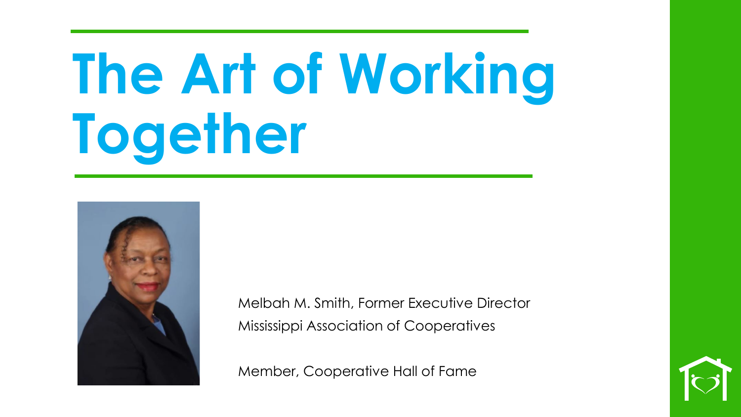# The Art of Working Together

Melbah M. Smith, Former Executive Director
Mississippi Association of Cooperatives

Member, Cooperative Hall of Fame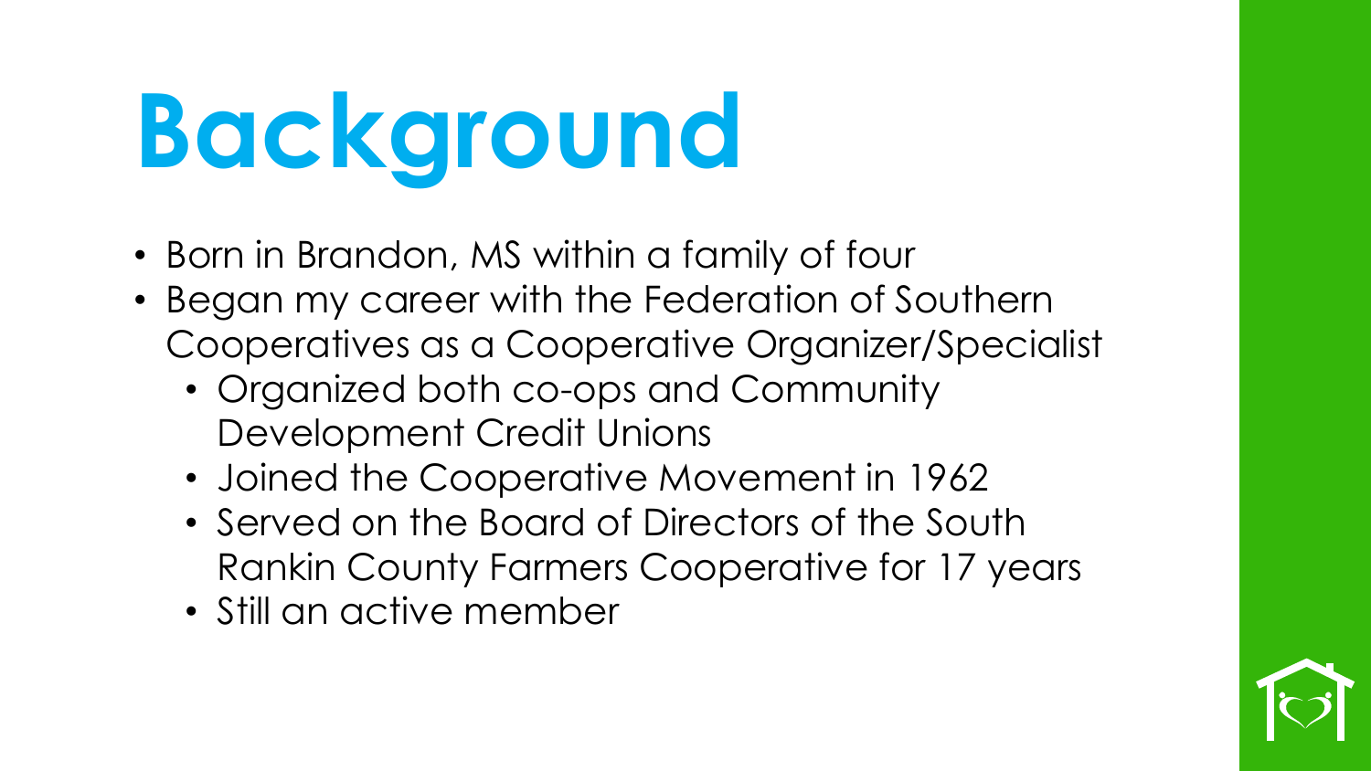# Background

- Born in Brandon, MS within a family of four
- Began my career with the Federation of Southern Cooperatives as a Cooperative Organizer/Specialist
  - Organized both co-ops and Community Development Credit Unions
  - Joined the Cooperative Movement in 1962
  - Served on the Board of Directors of the South Rankin County Farmers Cooperative for 17 years
  - Still an active member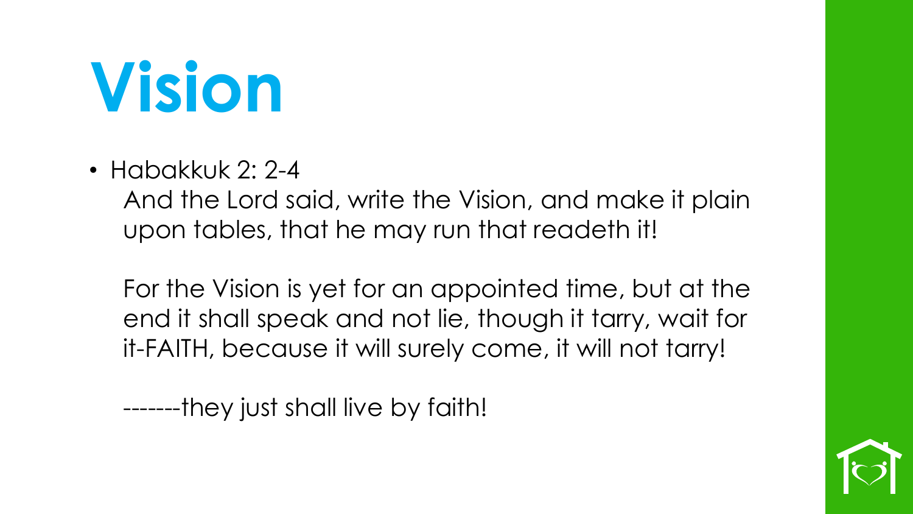# Vision

- Habakkuk 2: 2-4

  And the Lord said, write the Vision, and make it plain upon tables, that he may run that readeth it!

  For the Vision is yet for an appointed time, but at the end it shall speak and not lie, though it tarry, wait for it-FAITH, because it will surely come, it will not tarry!

  -------they just shall live by faith!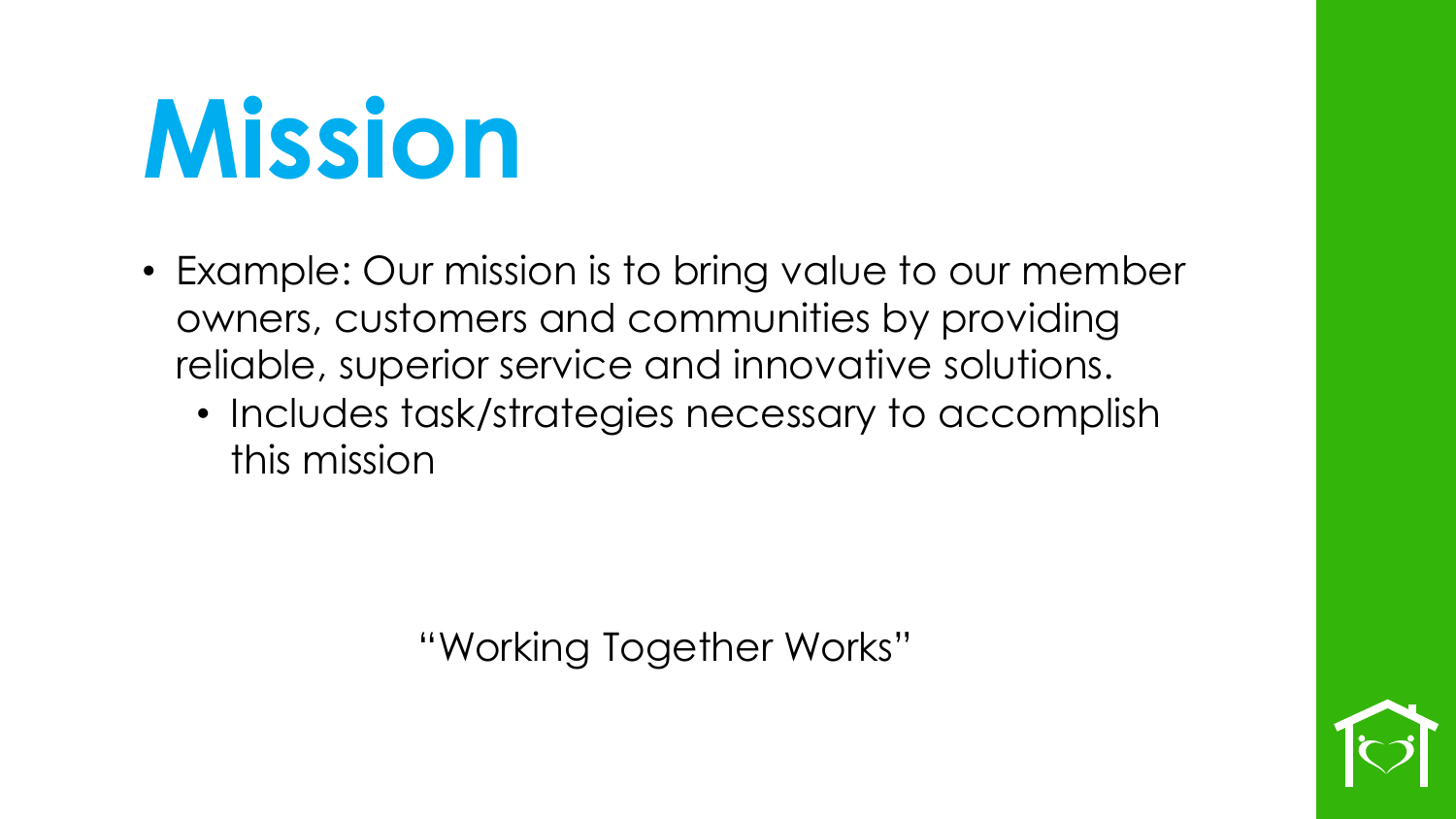# Mission

- Example: Our mission is to bring value to our member owners, customers and communities by providing reliable, superior service and innovative solutions.
  - Includes task/strategies necessary to accomplish this mission

"Working Together Works"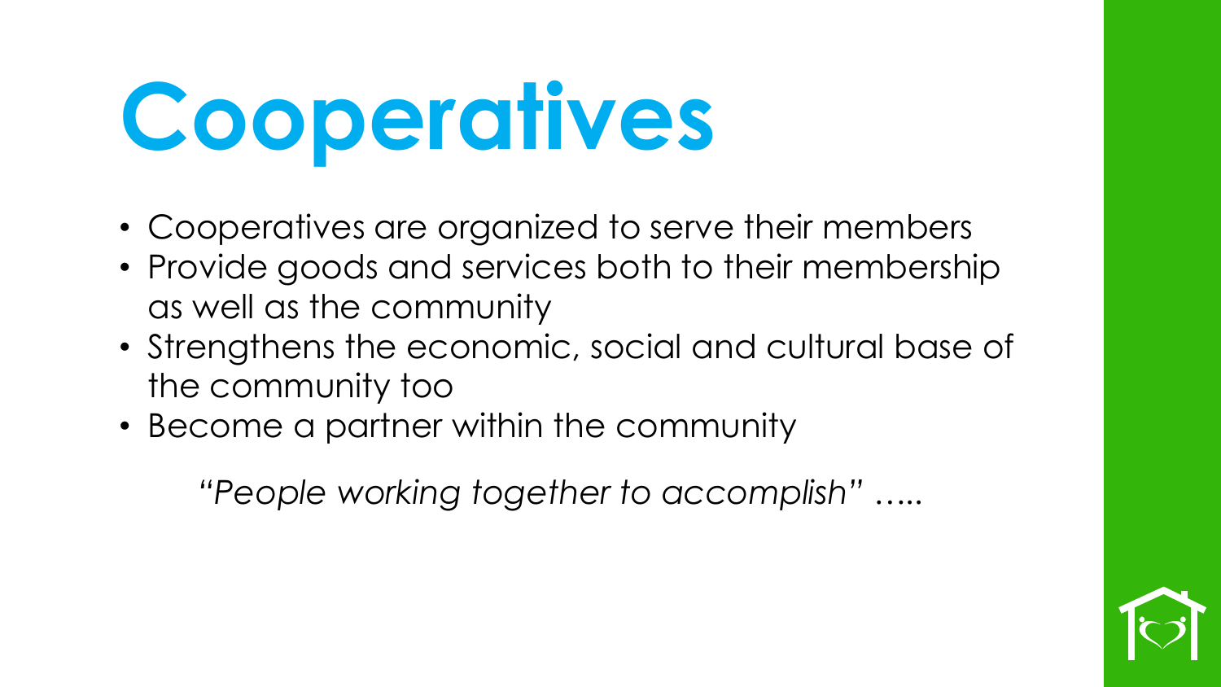# Cooperatives

- Cooperatives are organized to serve their members
- Provide goods and services both to their membership as well as the community
- Strengthens the economic, social and cultural base of the community too
- Become a partner within the community

*"People working together to accomplish"* …..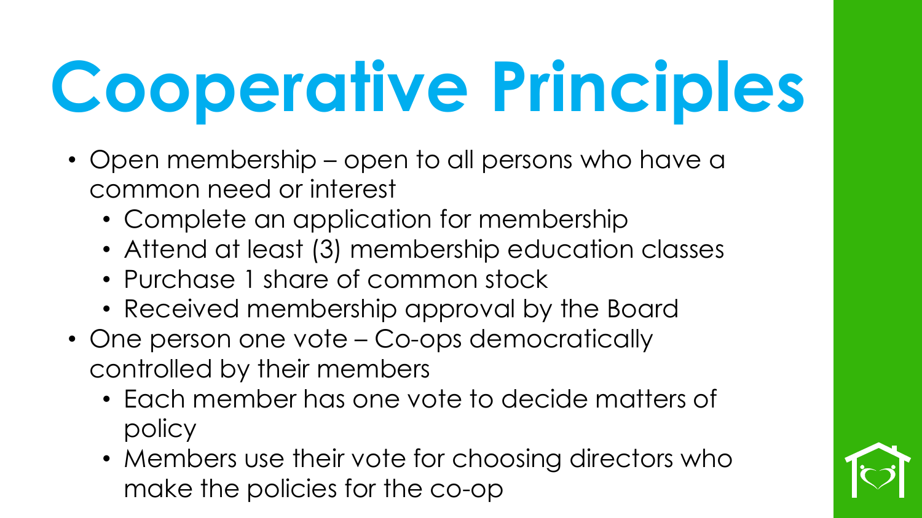# Cooperative Principles

- Open membership – open to all persons who have a common need or interest
  - Complete an application for membership
  - Attend at least (3) membership education classes
  - Purchase 1 share of common stock
  - Received membership approval by the Board
- One person one vote – Co-ops democratically controlled by their members
  - Each member has one vote to decide matters of policy
  - Members use their vote for choosing directors who make the policies for the co-op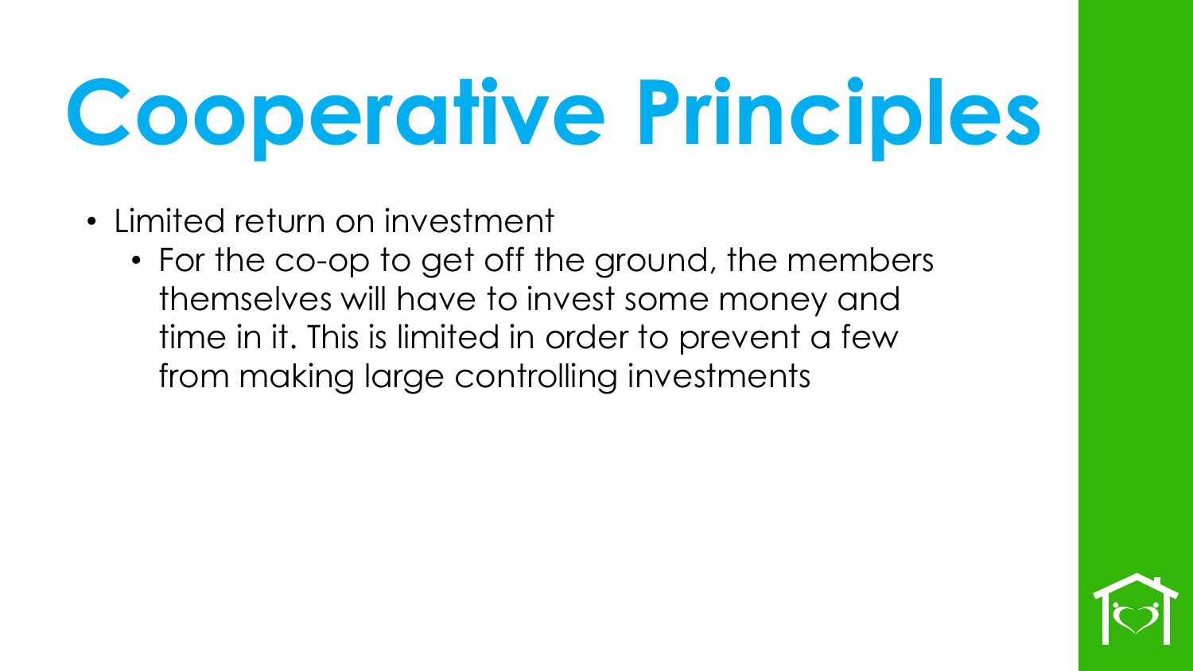# Cooperative Principles

- Limited return on investment
  - For the co-op to get off the ground, the members themselves will have to invest some money and time in it. This is limited in order to prevent a few from making large controlling investments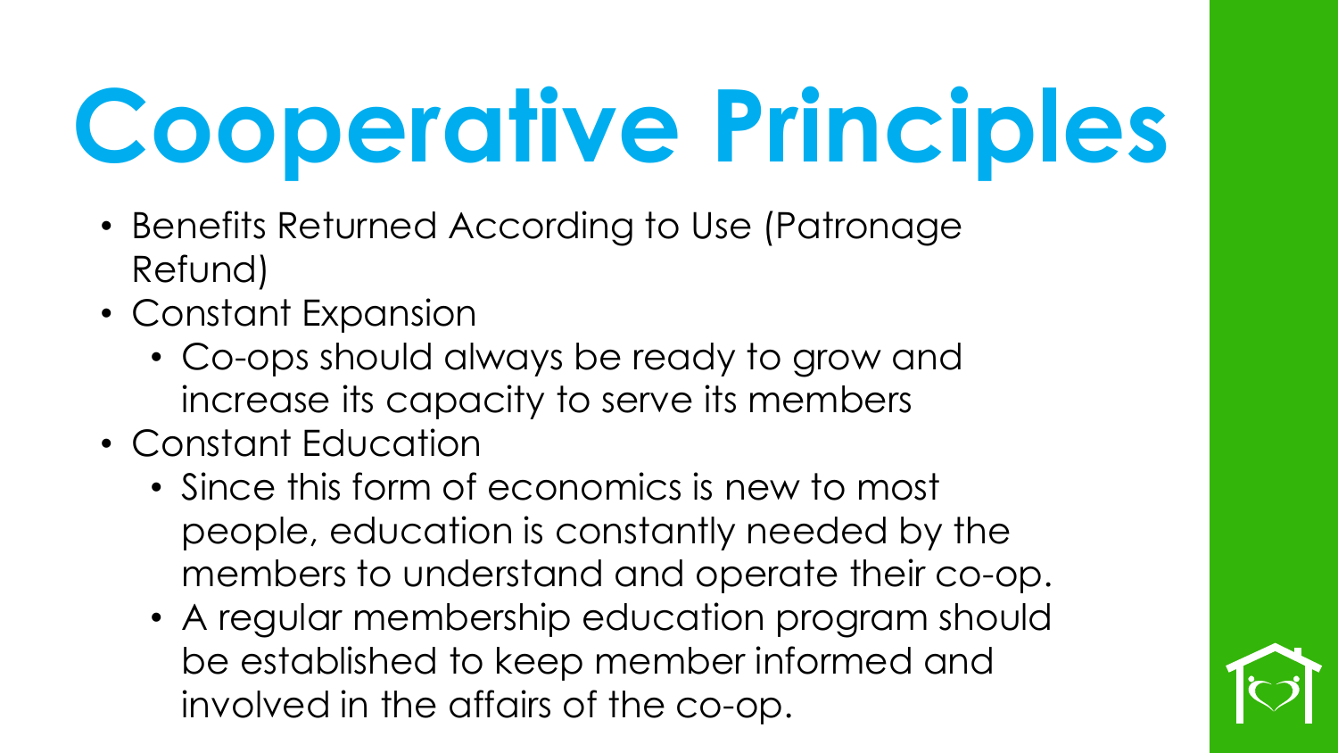# Cooperative Principles

- Benefits Returned According to Use (Patronage Refund)
- Constant Expansion
  - Co-ops should always be ready to grow and increase its capacity to serve its members
- Constant Education
  - Since this form of economics is new to most people, education is constantly needed by the members to understand and operate their co-op.
  - A regular membership education program should be established to keep member informed and involved in the affairs of the co-op.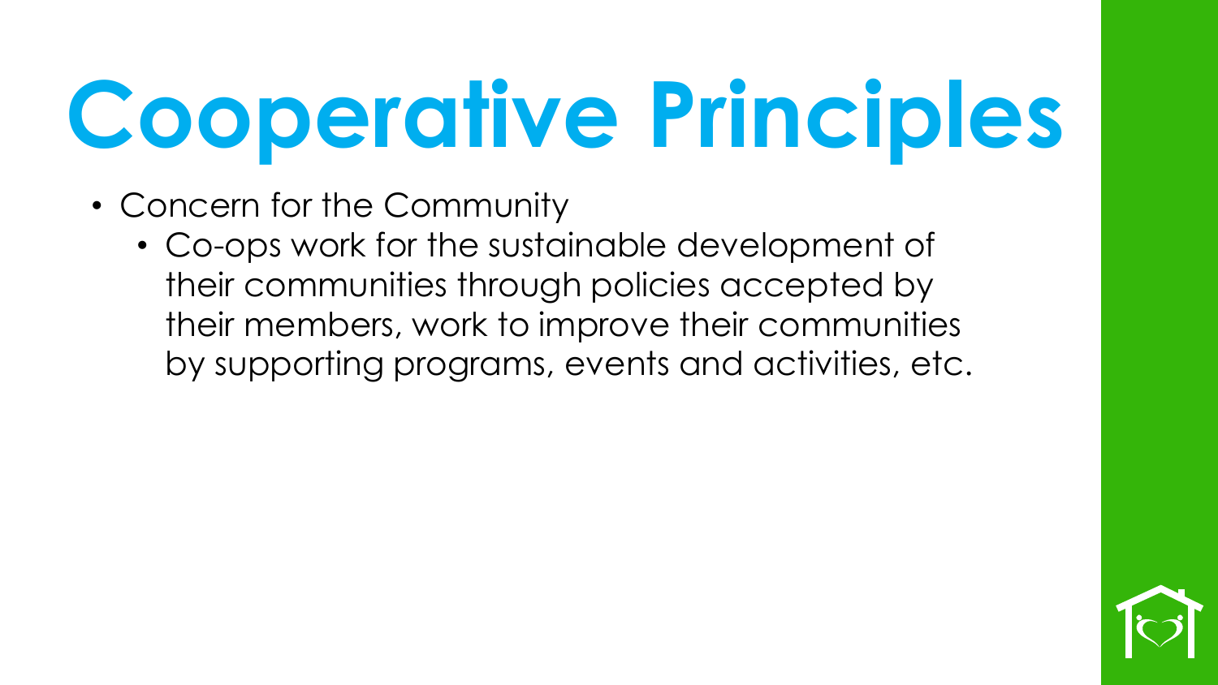# Cooperative Principles

- Concern for the Community
  - Co-ops work for the sustainable development of their communities through policies accepted by their members, work to improve their communities by supporting programs, events and activities, etc.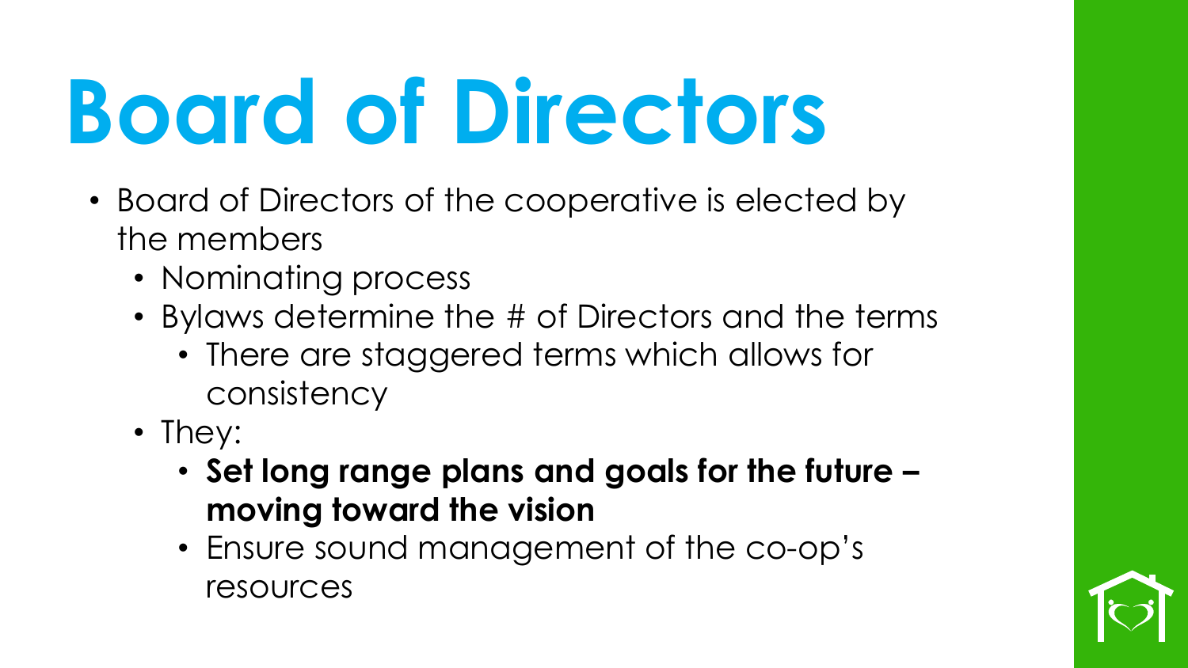# Board of Directors

- Board of Directors of the cooperative is elected by the members
  - Nominating process
  - Bylaws determine the # of Directors and the terms
    - There are staggered terms which allows for consistency
  - They:
    - **Set long range plans and goals for the future – moving toward the vision**
    - Ensure sound management of the co-op's resources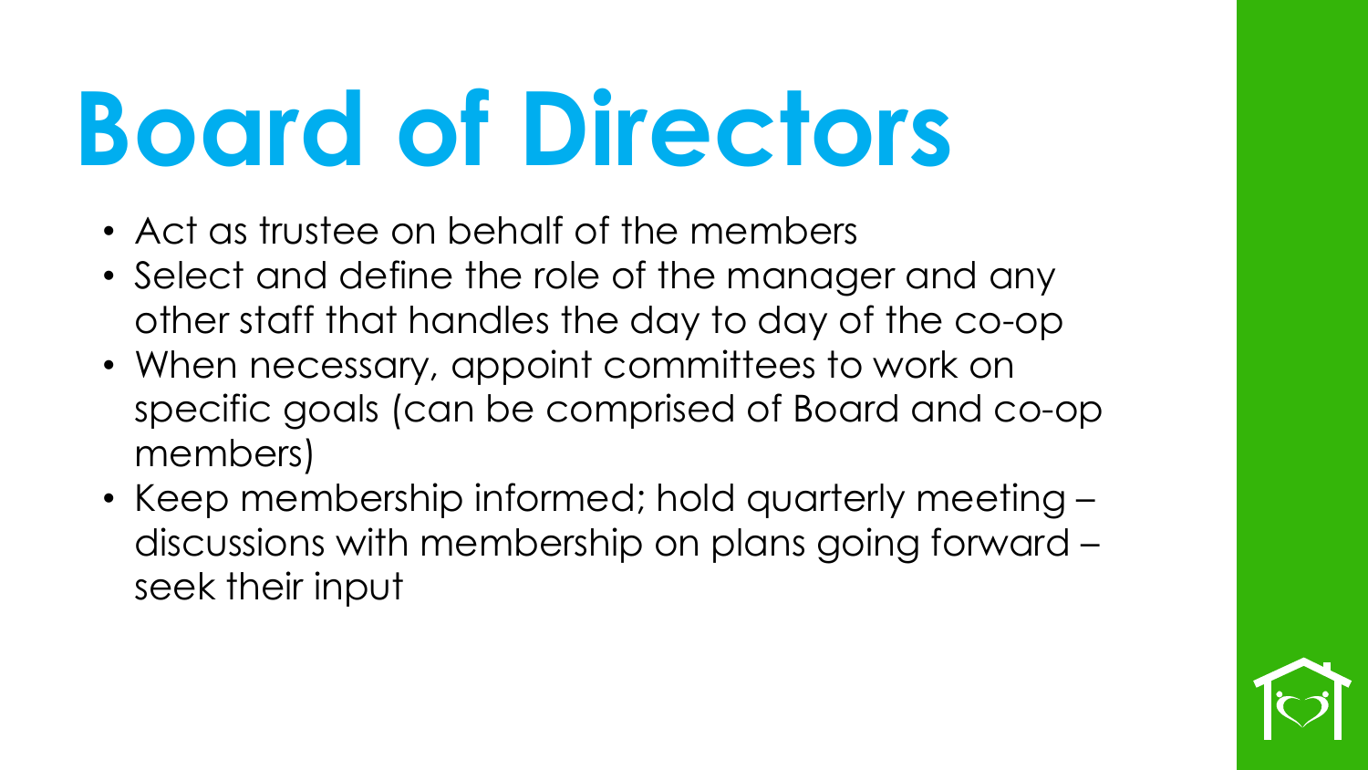# Board of Directors

- Act as trustee on behalf of the members
- Select and define the role of the manager and any other staff that handles the day to day of the co-op
- When necessary, appoint committees to work on specific goals (can be comprised of Board and co-op members)
- Keep membership informed; hold quarterly meeting – discussions with membership on plans going forward – seek their input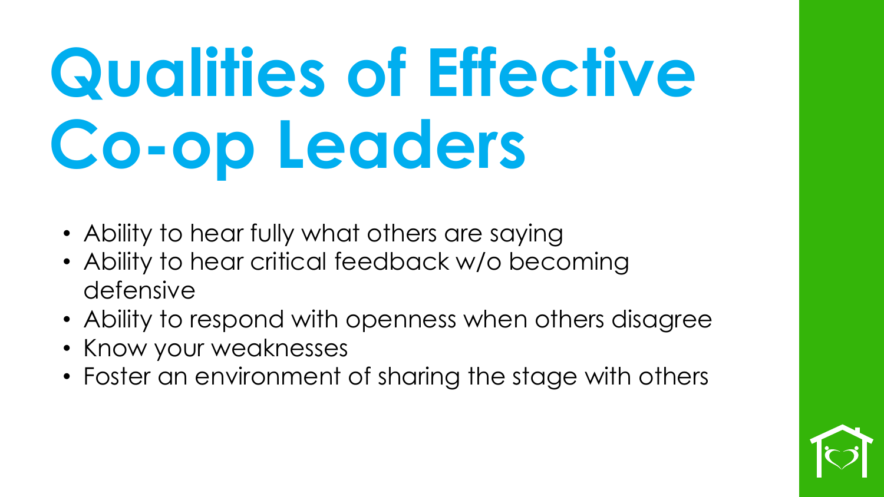# Qualities of Effective Co-op Leaders

- Ability to hear fully what others are saying
- Ability to hear critical feedback w/o becoming defensive
- Ability to respond with openness when others disagree
- Know your weaknesses
- Foster an environment of sharing the stage with others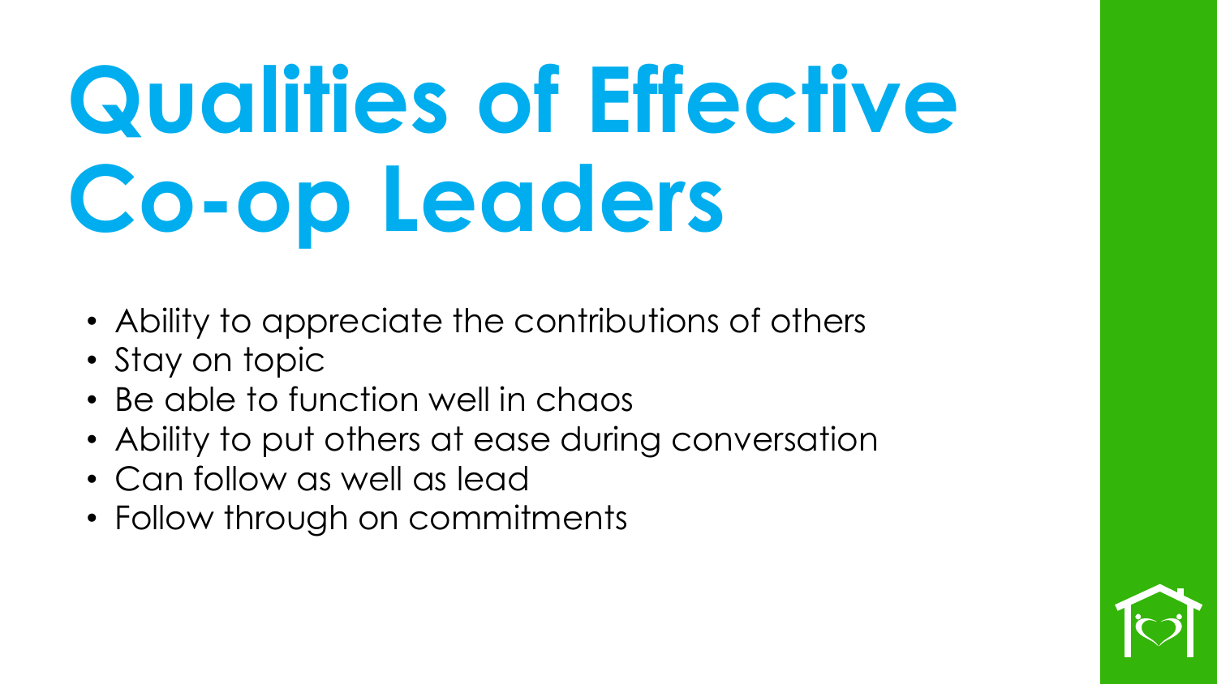# Qualities of Effective Co-op Leaders

- Ability to appreciate the contributions of others
- Stay on topic
- Be able to function well in chaos
- Ability to put others at ease during conversation
- Can follow as well as lead
- Follow through on commitments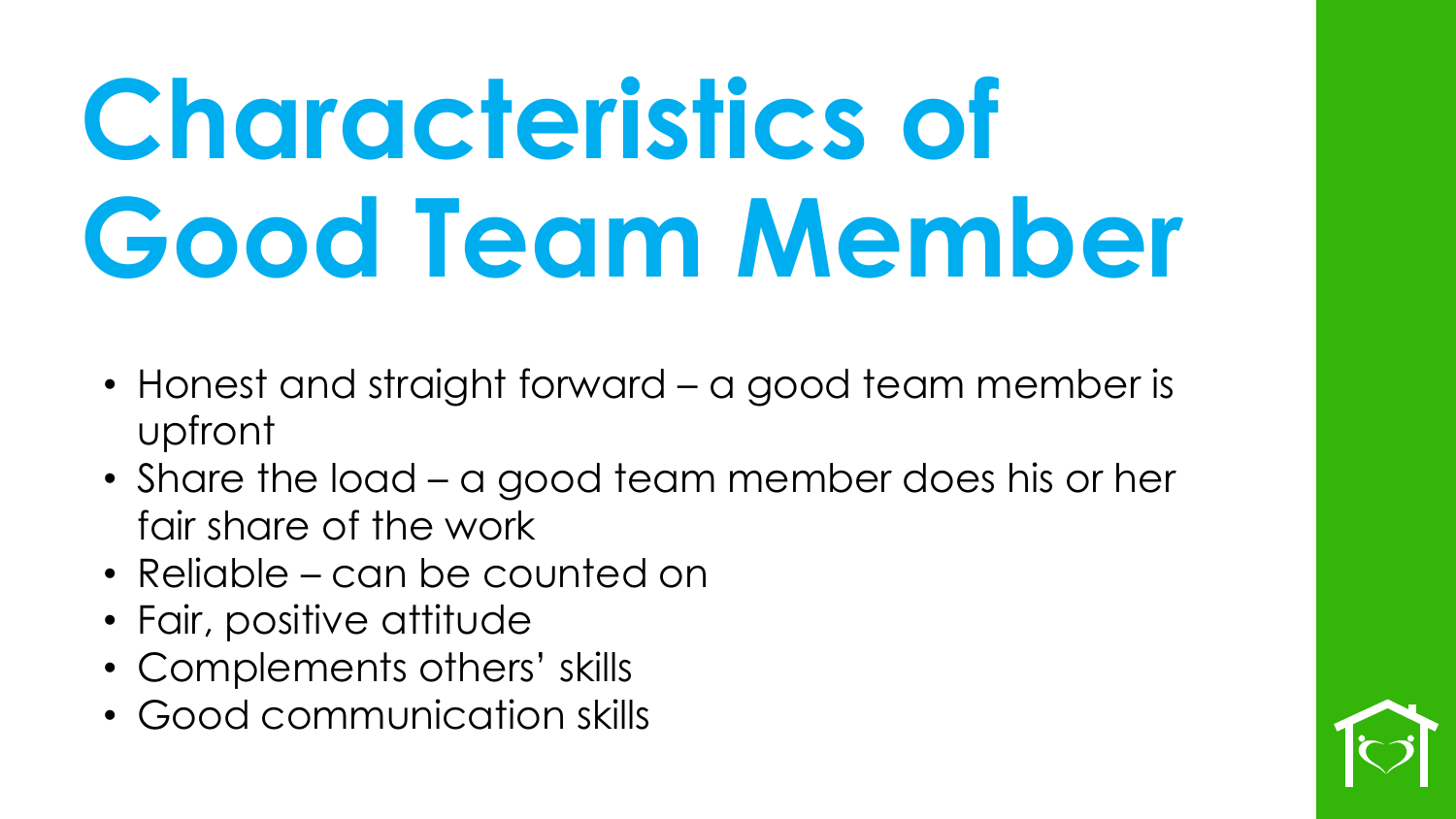# Characteristics of Good Team Member

- Honest and straight forward – a good team member is upfront
- Share the load – a good team member does his or her fair share of the work
- Reliable – can be counted on
- Fair, positive attitude
- Complements others' skills
- Good communication skills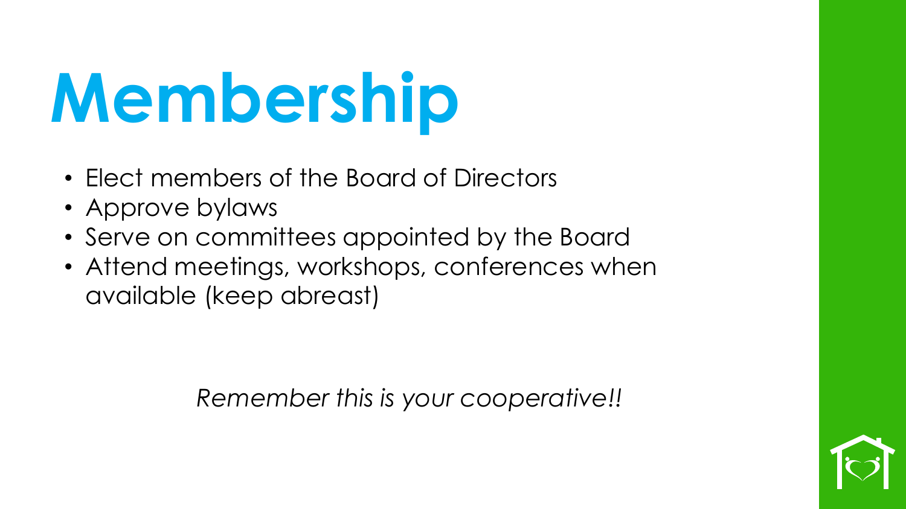# Membership

- Elect members of the Board of Directors
- Approve bylaws
- Serve on committees appointed by the Board
- Attend meetings, workshops, conferences when available (keep abreast)

*Remember this is your cooperative!!*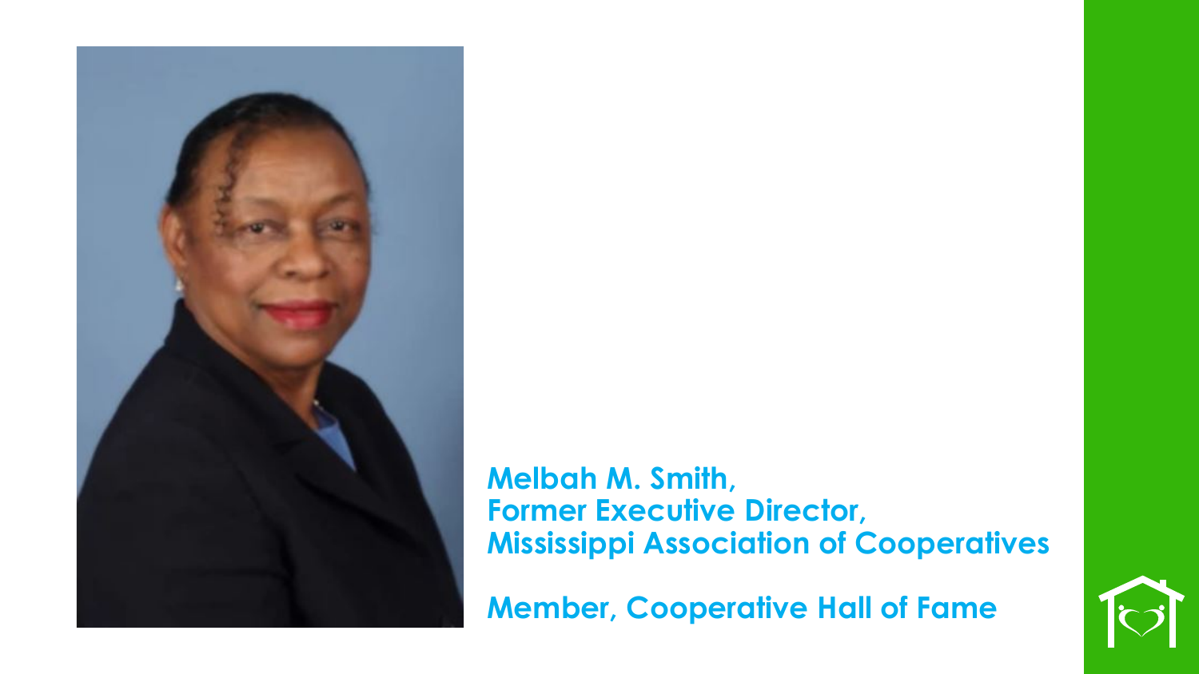**Melbah M. Smith,**
**Former Executive Director,**
**Mississippi Association of Cooperatives**

**Member, Cooperative Hall of Fame**